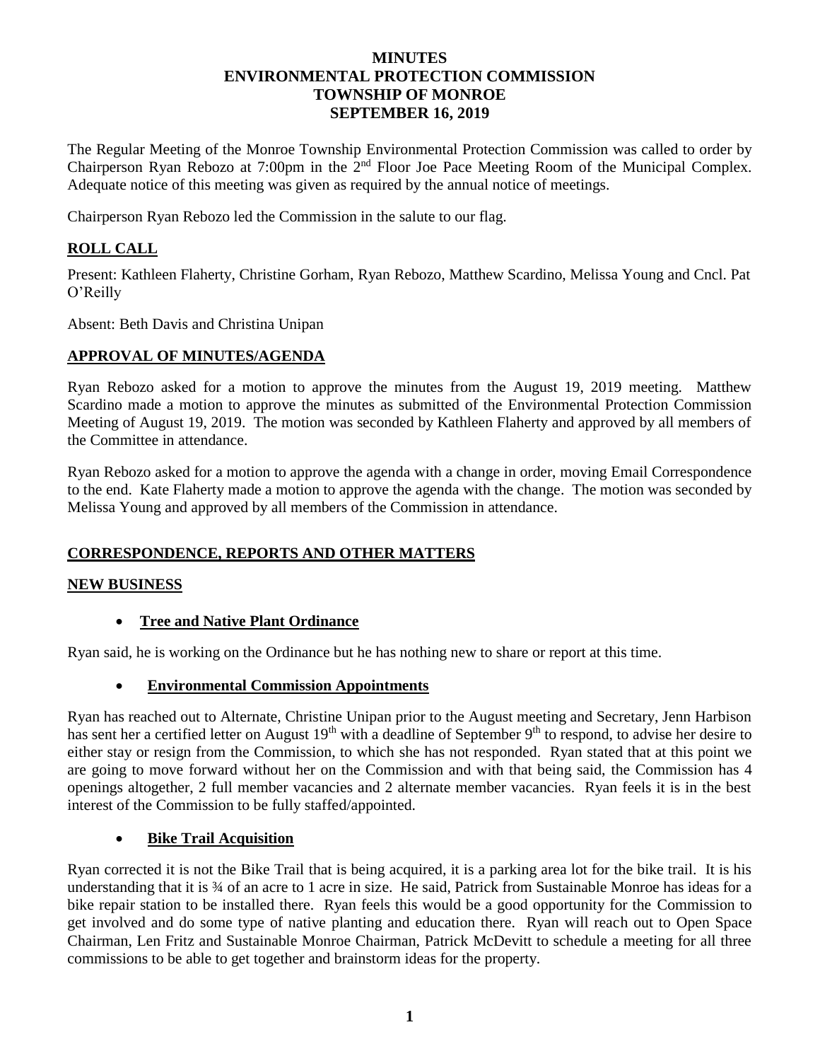# MINUTES
# ENVIRONMENTAL PROTECTION COMMISSION
# TOWNSHIP OF MONROE
# SEPTEMBER 16, 2019

The Regular Meeting of the Monroe Township Environmental Protection Commission was called to order by Chairperson Ryan Rebozo at 7:00pm in the 2nd Floor Joe Pace Meeting Room of the Municipal Complex. Adequate notice of this meeting was given as required by the annual notice of meetings.

Chairperson Ryan Rebozo led the Commission in the salute to our flag.

## ROLL CALL

Present: Kathleen Flaherty, Christine Gorham, Ryan Rebozo, Matthew Scardino, Melissa Young and Cncl. Pat O'Reilly

Absent: Beth Davis and Christina Unipan

## APPROVAL OF MINUTES/AGENDA

Ryan Rebozo asked for a motion to approve the minutes from the August 19, 2019 meeting. Matthew Scardino made a motion to approve the minutes as submitted of the Environmental Protection Commission Meeting of August 19, 2019. The motion was seconded by Kathleen Flaherty and approved by all members of the Committee in attendance.

Ryan Rebozo asked for a motion to approve the agenda with a change in order, moving Email Correspondence to the end. Kate Flaherty made a motion to approve the agenda with the change. The motion was seconded by Melissa Young and approved by all members of the Commission in attendance.

## CORRESPONDENCE, REPORTS AND OTHER MATTERS

## NEW BUSINESS

- **Tree and Native Plant Ordinance**

Ryan said, he is working on the Ordinance but he has nothing new to share or report at this time.

- **Environmental Commission Appointments**

Ryan has reached out to Alternate, Christine Unipan prior to the August meeting and Secretary, Jenn Harbison has sent her a certified letter on August 19th with a deadline of September 9th to respond, to advise her desire to either stay or resign from the Commission, to which she has not responded. Ryan stated that at this point we are going to move forward without her on the Commission and with that being said, the Commission has 4 openings altogether, 2 full member vacancies and 2 alternate member vacancies. Ryan feels it is in the best interest of the Commission to be fully staffed/appointed.

- **Bike Trail Acquisition**

Ryan corrected it is not the Bike Trail that is being acquired, it is a parking area lot for the bike trail. It is his understanding that it is ¾ of an acre to 1 acre in size. He said, Patrick from Sustainable Monroe has ideas for a bike repair station to be installed there. Ryan feels this would be a good opportunity for the Commission to get involved and do some type of native planting and education there. Ryan will reach out to Open Space Chairman, Len Fritz and Sustainable Monroe Chairman, Patrick McDevitt to schedule a meeting for all three commissions to be able to get together and brainstorm ideas for the property.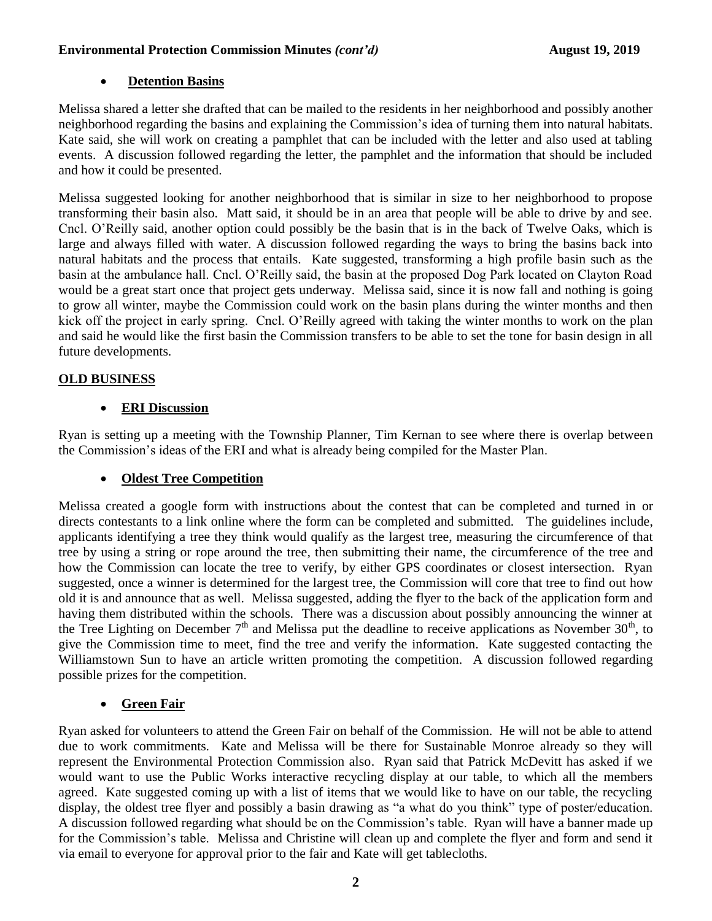- **Detention Basins**

Melissa shared a letter she drafted that can be mailed to the residents in her neighborhood and possibly another neighborhood regarding the basins and explaining the Commission's idea of turning them into natural habitats. Kate said, she will work on creating a pamphlet that can be included with the letter and also used at tabling events. A discussion followed regarding the letter, the pamphlet and the information that should be included and how it could be presented.

Melissa suggested looking for another neighborhood that is similar in size to her neighborhood to propose transforming their basin also. Matt said, it should be in an area that people will be able to drive by and see. Cncl. O'Reilly said, another option could possibly be the basin that is in the back of Twelve Oaks, which is large and always filled with water. A discussion followed regarding the ways to bring the basins back into natural habitats and the process that entails. Kate suggested, transforming a high profile basin such as the basin at the ambulance hall. Cncl. O'Reilly said, the basin at the proposed Dog Park located on Clayton Road would be a great start once that project gets underway. Melissa said, since it is now fall and nothing is going to grow all winter, maybe the Commission could work on the basin plans during the winter months and then kick off the project in early spring. Cncl. O'Reilly agreed with taking the winter months to work on the plan and said he would like the first basin the Commission transfers to be able to set the tone for basin design in all future developments.

## OLD BUSINESS

- **ERI Discussion**

Ryan is setting up a meeting with the Township Planner, Tim Kernan to see where there is overlap between the Commission's ideas of the ERI and what is already being compiled for the Master Plan.

- **Oldest Tree Competition**

Melissa created a google form with instructions about the contest that can be completed and turned in or directs contestants to a link online where the form can be completed and submitted. The guidelines include, applicants identifying a tree they think would qualify as the largest tree, measuring the circumference of that tree by using a string or rope around the tree, then submitting their name, the circumference of the tree and how the Commission can locate the tree to verify, by either GPS coordinates or closest intersection. Ryan suggested, once a winner is determined for the largest tree, the Commission will core that tree to find out how old it is and announce that as well. Melissa suggested, adding the flyer to the back of the application form and having them distributed within the schools. There was a discussion about possibly announcing the winner at the Tree Lighting on December 7th and Melissa put the deadline to receive applications as November 30th, to give the Commission time to meet, find the tree and verify the information. Kate suggested contacting the Williamstown Sun to have an article written promoting the competition. A discussion followed regarding possible prizes for the competition.

- **Green Fair**

Ryan asked for volunteers to attend the Green Fair on behalf of the Commission. He will not be able to attend due to work commitments. Kate and Melissa will be there for Sustainable Monroe already so they will represent the Environmental Protection Commission also. Ryan said that Patrick McDevitt has asked if we would want to use the Public Works interactive recycling display at our table, to which all the members agreed. Kate suggested coming up with a list of items that we would like to have on our table, the recycling display, the oldest tree flyer and possibly a basin drawing as "a what do you think" type of poster/education. A discussion followed regarding what should be on the Commission's table. Ryan will have a banner made up for the Commission's table. Melissa and Christine will clean up and complete the flyer and form and send it via email to everyone for approval prior to the fair and Kate will get tablecloths.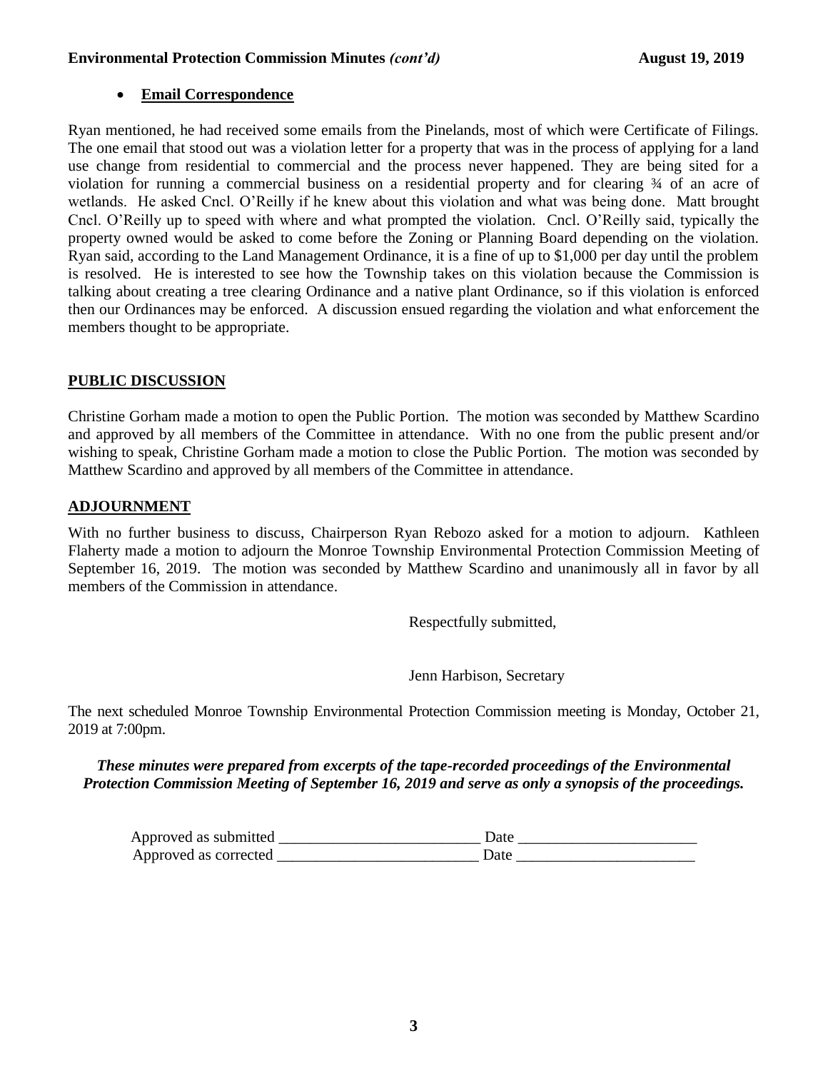- **Email Correspondence**

Ryan mentioned, he had received some emails from the Pinelands, most of which were Certificate of Filings. The one email that stood out was a violation letter for a property that was in the process of applying for a land use change from residential to commercial and the process never happened. They are being sited for a violation for running a commercial business on a residential property and for clearing ¾ of an acre of wetlands. He asked Cncl. O'Reilly if he knew about this violation and what was being done. Matt brought Cncl. O'Reilly up to speed with where and what prompted the violation. Cncl. O'Reilly said, typically the property owned would be asked to come before the Zoning or Planning Board depending on the violation. Ryan said, according to the Land Management Ordinance, it is a fine of up to $1,000 per day until the problem is resolved. He is interested to see how the Township takes on this violation because the Commission is talking about creating a tree clearing Ordinance and a native plant Ordinance, so if this violation is enforced then our Ordinances may be enforced. A discussion ensued regarding the violation and what enforcement the members thought to be appropriate.

## PUBLIC DISCUSSION

Christine Gorham made a motion to open the Public Portion. The motion was seconded by Matthew Scardino and approved by all members of the Committee in attendance. With no one from the public present and/or wishing to speak, Christine Gorham made a motion to close the Public Portion. The motion was seconded by Matthew Scardino and approved by all members of the Committee in attendance.

## ADJOURNMENT

With no further business to discuss, Chairperson Ryan Rebozo asked for a motion to adjourn. Kathleen Flaherty made a motion to adjourn the Monroe Township Environmental Protection Commission Meeting of September 16, 2019. The motion was seconded by Matthew Scardino and unanimously all in favor by all members of the Commission in attendance.

Respectfully submitted,

Jenn Harbison, Secretary

The next scheduled Monroe Township Environmental Protection Commission meeting is Monday, October 21, 2019 at 7:00pm.

***These minutes were prepared from excerpts of the tape-recorded proceedings of the Environmental Protection Commission Meeting of September 16, 2019 and serve as only a synopsis of the proceedings.***

Approved as submitted __________________________ Date _______________________

Approved as corrected __________________________ Date _______________________